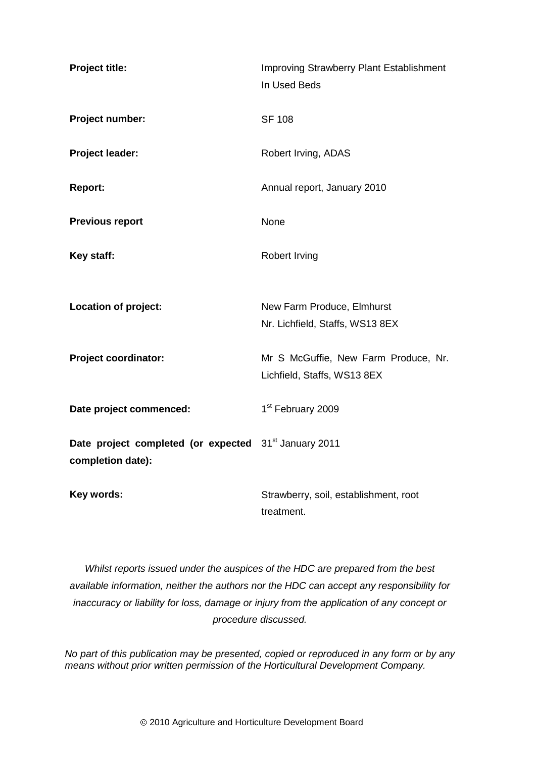| | |
|---|---|
| **Project title:** | Improving Strawberry Plant Establishment In Used Beds |
| **Project number:** | SF 108 |
| **Project leader:** | Robert Irving, ADAS |
| **Report:** | Annual report, January 2010 |
| **Previous report** | None |
| **Key staff:** | Robert Irving |
| **Location of project:** | New Farm Produce, Elmhurst Nr. Lichfield, Staffs, WS13 8EX |
| **Project coordinator:** | Mr S McGuffie, New Farm Produce, Nr. Lichfield, Staffs, WS13 8EX |
| **Date project commenced:** | 1st February 2009 |
| **Date project completed (or expected completion date):** | 31st January 2011 |
| **Key words:** | Strawberry, soil, establishment, root treatment. |

*Whilst reports issued under the auspices of the HDC are prepared from the best available information, neither the authors nor the HDC can accept any responsibility for inaccuracy or liability for loss, damage or injury from the application of any concept or procedure discussed.*

*No part of this publication may be presented, copied or reproduced in any form or by any means without prior written permission of the Horticultural Development Company.*

© 2010 Agriculture and Horticulture Development Board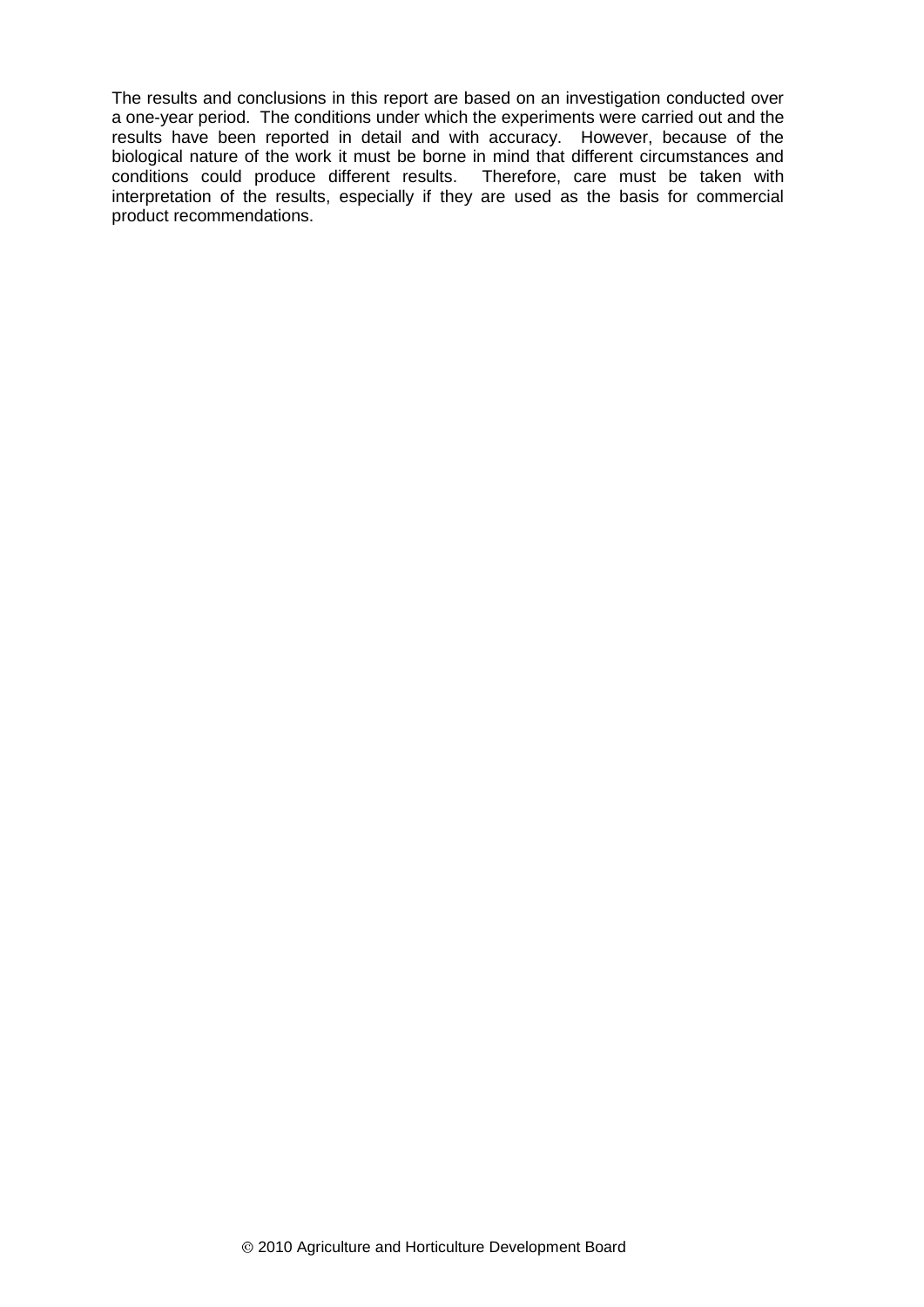The results and conclusions in this report are based on an investigation conducted over a one-year period. The conditions under which the experiments were carried out and the results have been reported in detail and with accuracy. However, because of the biological nature of the work it must be borne in mind that different circumstances and conditions could produce different results. Therefore, care must be taken with interpretation of the results, especially if they are used as the basis for commercial product recommendations.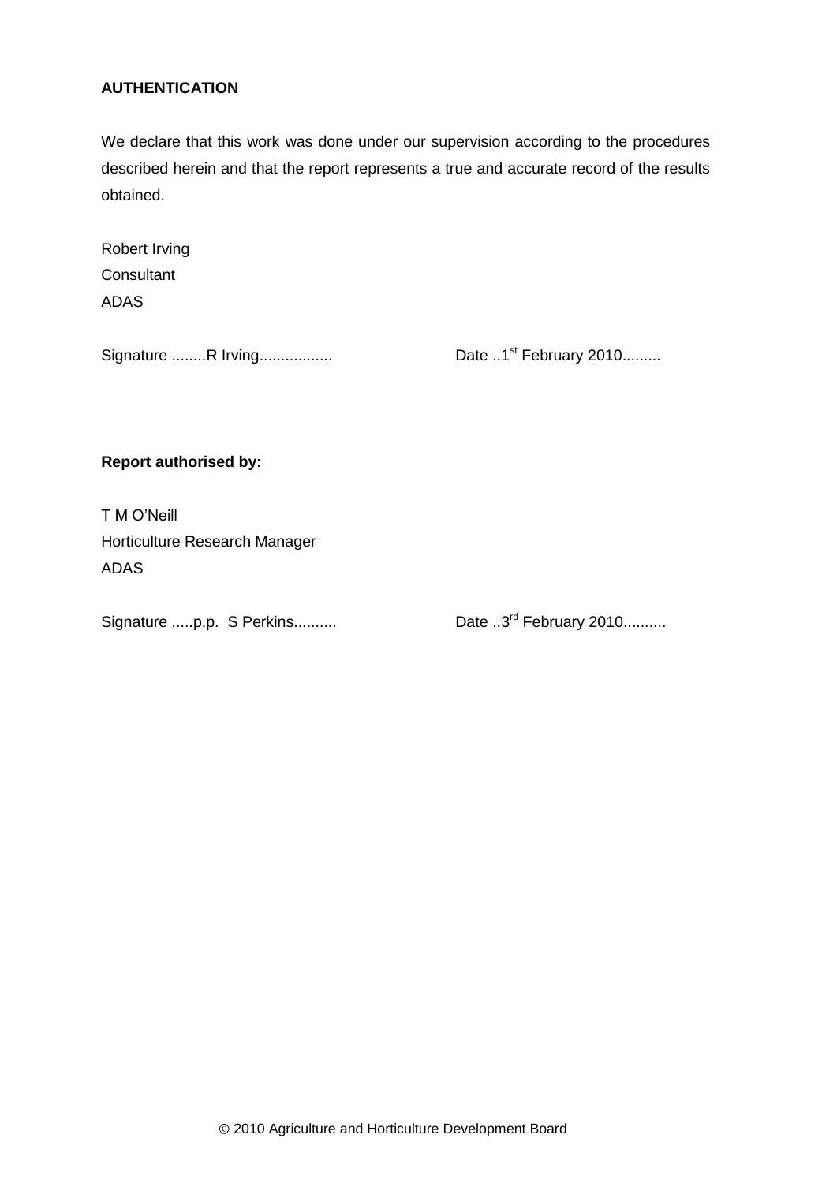**AUTHENTICATION**

We declare that this work was done under our supervision according to the procedures described herein and that the report represents a true and accurate record of the results obtained.

Robert Irving
Consultant
ADAS

Signature ........R Irving................. Date ..1st February 2010.........

**Report authorised by:**

T M O'Neill
Horticulture Research Manager
ADAS

Signature .....p.p. S Perkins.......... Date ..3rd February 2010..........

© 2010 Agriculture and Horticulture Development Board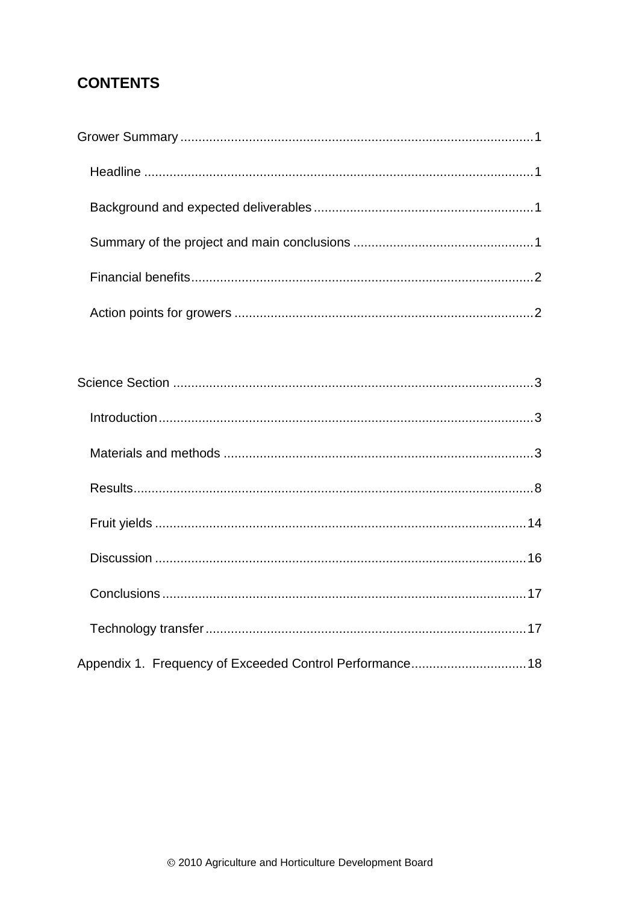## CONTENTS

Grower Summary ..... 1

- Headline ..... 1
- Background and expected deliverables ..... 1
- Summary of the project and main conclusions ..... 1
- Financial benefits ..... 2
- Action points for growers ..... 2

Science Section ..... 3

- Introduction ..... 3
- Materials and methods ..... 3
- Results ..... 8
- Fruit yields ..... 14
- Discussion ..... 16
- Conclusions ..... 17
- Technology transfer ..... 17

Appendix 1. Frequency of Exceeded Control Performance ..... 18

© 2010 Agriculture and Horticulture Development Board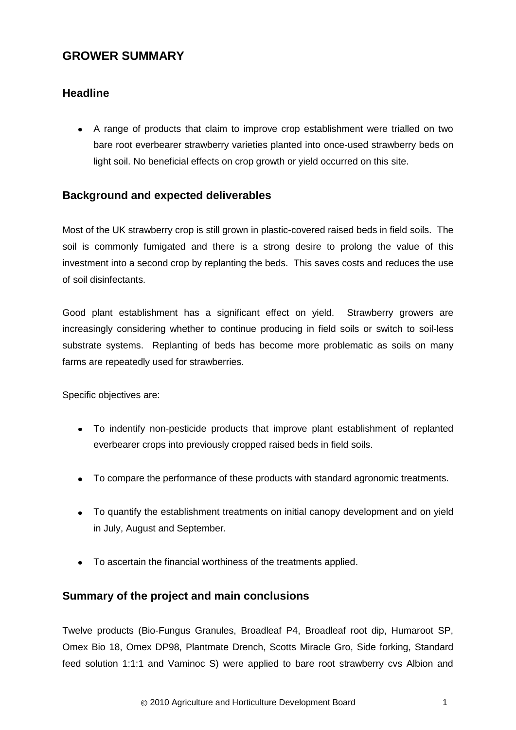# GROWER SUMMARY

## Headline

- A range of products that claim to improve crop establishment were trialled on two bare root everbearer strawberry varieties planted into once-used strawberry beds on light soil. No beneficial effects on crop growth or yield occurred on this site.

## Background and expected deliverables

Most of the UK strawberry crop is still grown in plastic-covered raised beds in field soils. The soil is commonly fumigated and there is a strong desire to prolong the value of this investment into a second crop by replanting the beds. This saves costs and reduces the use of soil disinfectants.

Good plant establishment has a significant effect on yield. Strawberry growers are increasingly considering whether to continue producing in field soils or switch to soil-less substrate systems. Replanting of beds has become more problematic as soils on many farms are repeatedly used for strawberries.

Specific objectives are:

- To indentify non-pesticide products that improve plant establishment of replanted everbearer crops into previously cropped raised beds in field soils.
- To compare the performance of these products with standard agronomic treatments.
- To quantify the establishment treatments on initial canopy development and on yield in July, August and September.
- To ascertain the financial worthiness of the treatments applied.

## Summary of the project and main conclusions

Twelve products (Bio-Fungus Granules, Broadleaf P4, Broadleaf root dip, Humaroot SP, Omex Bio 18, Omex DP98, Plantmate Drench, Scotts Miracle Gro, Side forking, Standard feed solution 1:1:1 and Vaminoc S) were applied to bare root strawberry cvs Albion and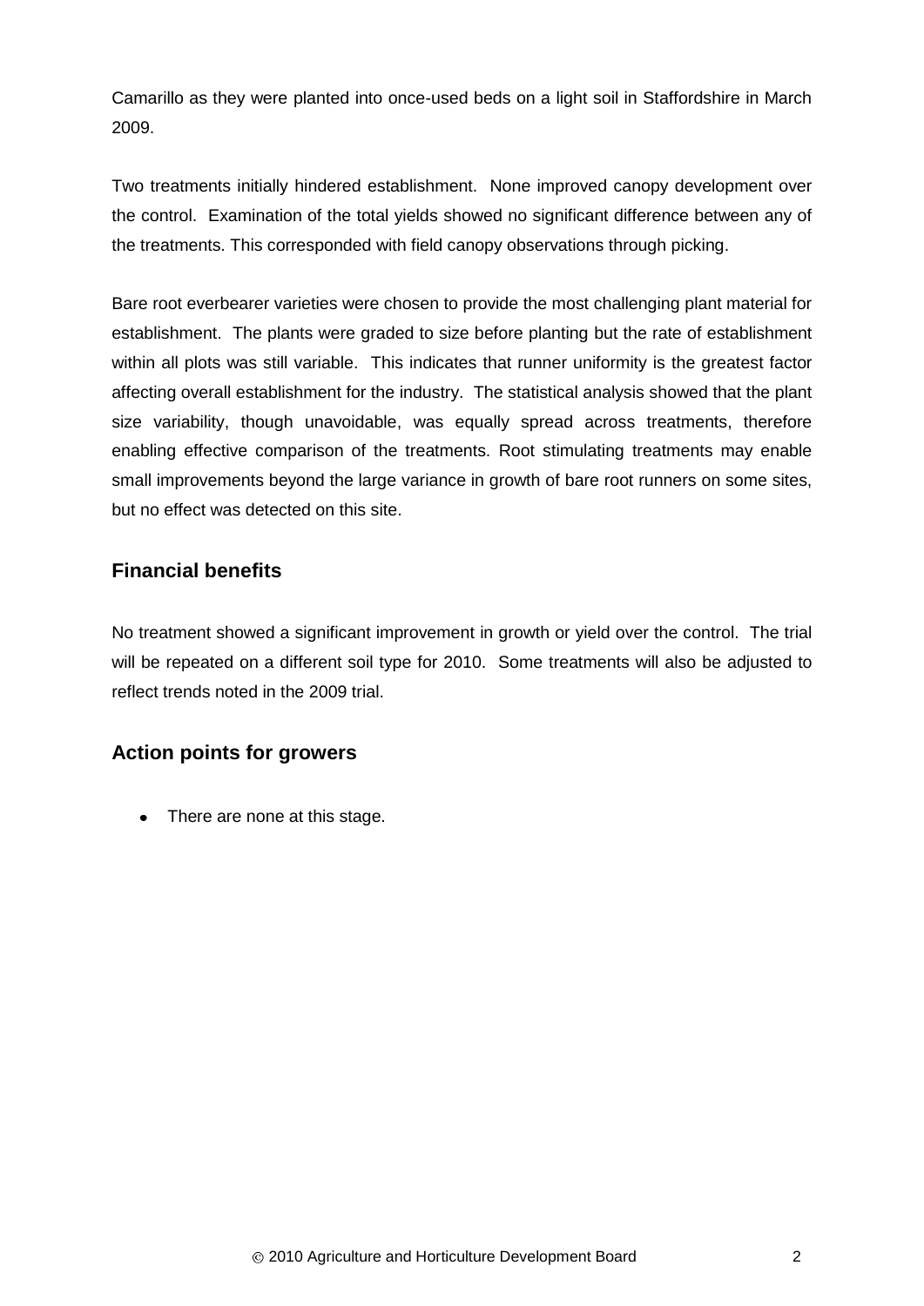Camarillo as they were planted into once-used beds on a light soil in Staffordshire in March 2009.

Two treatments initially hindered establishment. None improved canopy development over the control. Examination of the total yields showed no significant difference between any of the treatments. This corresponded with field canopy observations through picking.

Bare root everbearer varieties were chosen to provide the most challenging plant material for establishment. The plants were graded to size before planting but the rate of establishment within all plots was still variable. This indicates that runner uniformity is the greatest factor affecting overall establishment for the industry. The statistical analysis showed that the plant size variability, though unavoidable, was equally spread across treatments, therefore enabling effective comparison of the treatments. Root stimulating treatments may enable small improvements beyond the large variance in growth of bare root runners on some sites, but no effect was detected on this site.

## Financial benefits

No treatment showed a significant improvement in growth or yield over the control. The trial will be repeated on a different soil type for 2010. Some treatments will also be adjusted to reflect trends noted in the 2009 trial.

## Action points for growers

- There are none at this stage.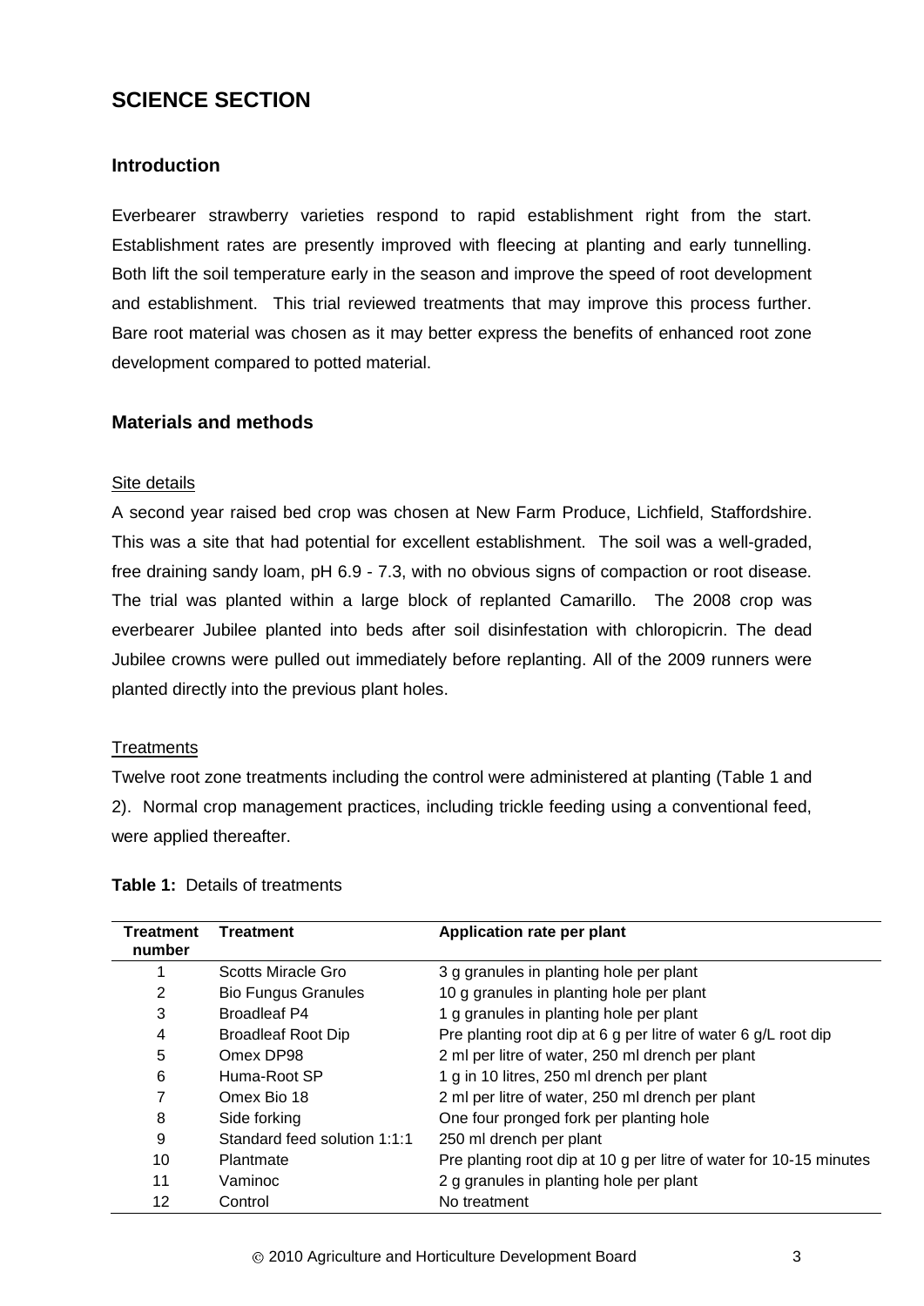# SCIENCE SECTION

## Introduction

Everbearer strawberry varieties respond to rapid establishment right from the start. Establishment rates are presently improved with fleecing at planting and early tunnelling. Both lift the soil temperature early in the season and improve the speed of root development and establishment. This trial reviewed treatments that may improve this process further. Bare root material was chosen as it may better express the benefits of enhanced root zone development compared to potted material.

## Materials and methods

### Site details

A second year raised bed crop was chosen at New Farm Produce, Lichfield, Staffordshire. This was a site that had potential for excellent establishment. The soil was a well-graded, free draining sandy loam, pH 6.9 - 7.3, with no obvious signs of compaction or root disease. The trial was planted within a large block of replanted Camarillo. The 2008 crop was everbearer Jubilee planted into beds after soil disinfestation with chloropicrin. The dead Jubilee crowns were pulled out immediately before replanting. All of the 2009 runners were planted directly into the previous plant holes.

### Treatments

Twelve root zone treatments including the control were administered at planting (Table 1 and 2). Normal crop management practices, including trickle feeding using a conventional feed, were applied thereafter.

**Table 1:** Details of treatments

| Treatment number | Treatment | Application rate per plant |
|---|---|---|
| 1 | Scotts Miracle Gro | 3 g granules in planting hole per plant |
| 2 | Bio Fungus Granules | 10 g granules in planting hole per plant |
| 3 | Broadleaf P4 | 1 g granules in planting hole per plant |
| 4 | Broadleaf Root Dip | Pre planting root dip at 6 g per litre of water 6 g/L root dip |
| 5 | Omex DP98 | 2 ml per litre of water, 250 ml drench per plant |
| 6 | Huma-Root SP | 1 g in 10 litres, 250 ml drench per plant |
| 7 | Omex Bio 18 | 2 ml per litre of water, 250 ml drench per plant |
| 8 | Side forking | One four pronged fork per planting hole |
| 9 | Standard feed solution 1:1:1 | 250 ml drench per plant |
| 10 | Plantmate | Pre planting root dip at 10 g per litre of water for 10-15 minutes |
| 11 | Vaminoc | 2 g granules in planting hole per plant |
| 12 | Control | No treatment |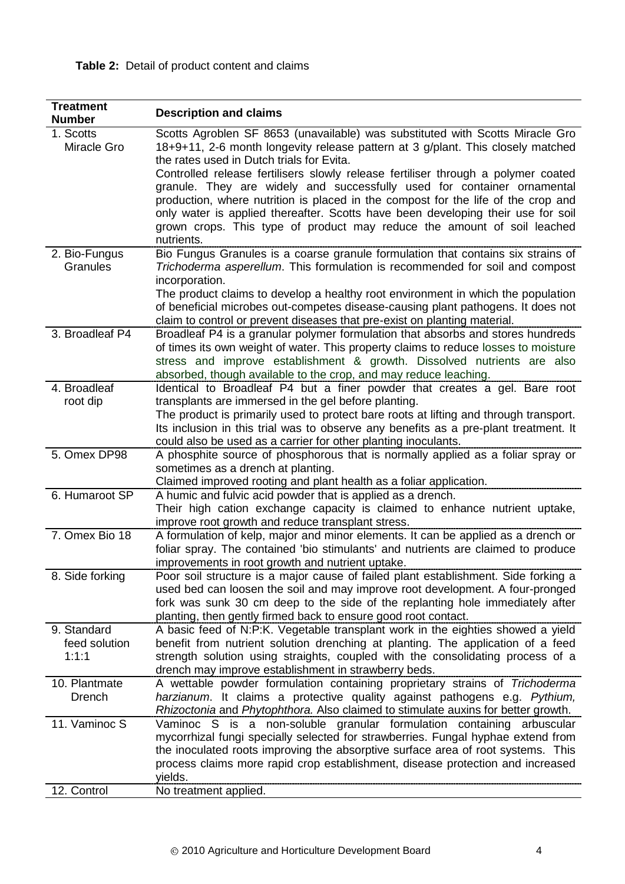**Table 2:** Detail of product content and claims

| Treatment Number | Description and claims |
|---|---|
| 1. Scotts Miracle Gro | Scotts Agroblen SF 8653 (unavailable) was substituted with Scotts Miracle Gro 18+9+11, 2-6 month longevity release pattern at 3 g/plant. This closely matched the rates used in Dutch trials for Evita. Controlled release fertilisers slowly release fertiliser through a polymer coated granule. They are widely and successfully used for container ornamental production, where nutrition is placed in the compost for the life of the crop and only water is applied thereafter. Scotts have been developing their use for soil grown crops. This type of product may reduce the amount of soil leached nutrients. |
| 2. Bio-Fungus Granules | Bio Fungus Granules is a coarse granule formulation that contains six strains of *Trichoderma asperellum*. This formulation is recommended for soil and compost incorporation. The product claims to develop a healthy root environment in which the population of beneficial microbes out-competes disease-causing plant pathogens. It does not claim to control or prevent diseases that pre-exist on planting material. |
| 3. Broadleaf P4 | Broadleaf P4 is a granular polymer formulation that absorbs and stores hundreds of times its own weight of water. This property claims to reduce losses to moisture stress and improve establishment & growth. Dissolved nutrients are also absorbed, though available to the crop, and may reduce leaching. |
| 4. Broadleaf root dip | Identical to Broadleaf P4 but a finer powder that creates a gel. Bare root transplants are immersed in the gel before planting. The product is primarily used to protect bare roots at lifting and through transport. Its inclusion in this trial was to observe any benefits as a pre-plant treatment. It could also be used as a carrier for other planting inoculants. |
| 5. Omex DP98 | A phosphite source of phosphorous that is normally applied as a foliar spray or sometimes as a drench at planting. Claimed improved rooting and plant health as a foliar application. |
| 6. Humaroot SP | A humic and fulvic acid powder that is applied as a drench. Their high cation exchange capacity is claimed to enhance nutrient uptake, improve root growth and reduce transplant stress. |
| 7. Omex Bio 18 | A formulation of kelp, major and minor elements. It can be applied as a drench or foliar spray. The contained 'bio stimulants' and nutrients are claimed to produce improvements in root growth and nutrient uptake. |
| 8. Side forking | Poor soil structure is a major cause of failed plant establishment. Side forking a used bed can loosen the soil and may improve root development. A four-pronged fork was sunk 30 cm deep to the side of the replanting hole immediately after planting, then gently firmed back to ensure good root contact. |
| 9. Standard feed solution 1:1:1 | A basic feed of N:P:K. Vegetable transplant work in the eighties showed a yield benefit from nutrient solution drenching at planting. The application of a feed strength solution using straights, coupled with the consolidating process of a drench may improve establishment in strawberry beds. |
| 10. Plantmate Drench | A wettable powder formulation containing proprietary strains of *Trichoderma harzianum*. It claims a protective quality against pathogens e.g. *Pythium, Rhizoctonia* and *Phytophthora.* Also claimed to stimulate auxins for better growth. |
| 11. Vaminoc S | Vaminoc S is a non-soluble granular formulation containing arbuscular mycorrhizal fungi specially selected for strawberries. Fungal hyphae extend from the inoculated roots improving the absorptive surface area of root systems. This process claims more rapid crop establishment, disease protection and increased yields. |
| 12. Control | No treatment applied. |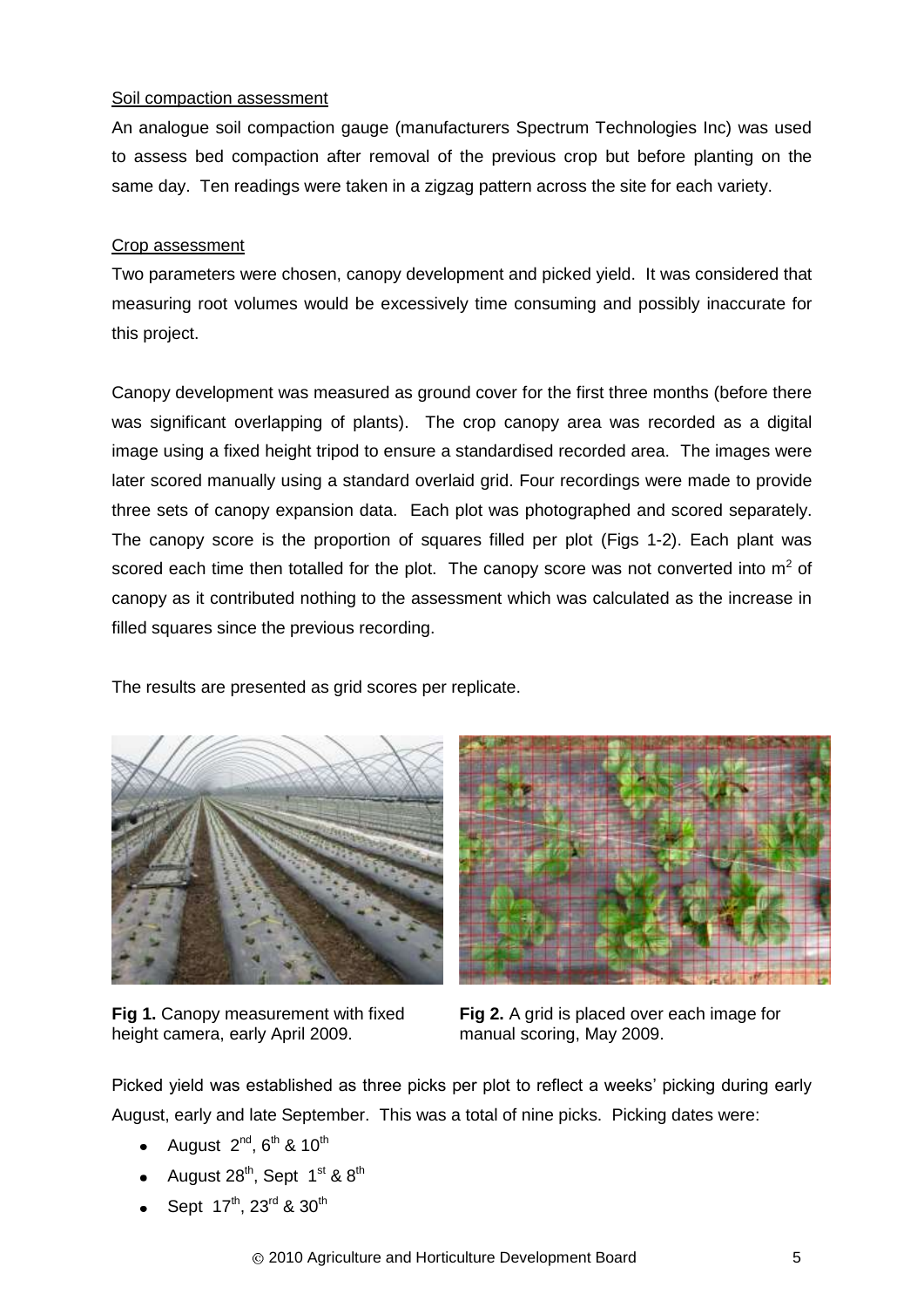Soil compaction assessment

An analogue soil compaction gauge (manufacturers Spectrum Technologies Inc) was used to assess bed compaction after removal of the previous crop but before planting on the same day. Ten readings were taken in a zigzag pattern across the site for each variety.

Crop assessment

Two parameters were chosen, canopy development and picked yield. It was considered that measuring root volumes would be excessively time consuming and possibly inaccurate for this project.

Canopy development was measured as ground cover for the first three months (before there was significant overlapping of plants). The crop canopy area was recorded as a digital image using a fixed height tripod to ensure a standardised recorded area. The images were later scored manually using a standard overlaid grid. Four recordings were made to provide three sets of canopy expansion data. Each plot was photographed and scored separately. The canopy score is the proportion of squares filled per plot (Figs 1-2). Each plant was scored each time then totalled for the plot. The canopy score was not converted into $m^2$ of canopy as it contributed nothing to the assessment which was calculated as the increase in filled squares since the previous recording.

The results are presented as grid scores per replicate.

**Fig 1.** Canopy measurement with fixed height camera, early April 2009.

**Fig 2.** A grid is placed over each image for manual scoring, May 2009.

Picked yield was established as three picks per plot to reflect a weeks' picking during early August, early and late September. This was a total of nine picks. Picking dates were:

- August 2nd, 6th & 10th
- August 28th, Sept 1st & 8th
- Sept 17th, 23rd & 30th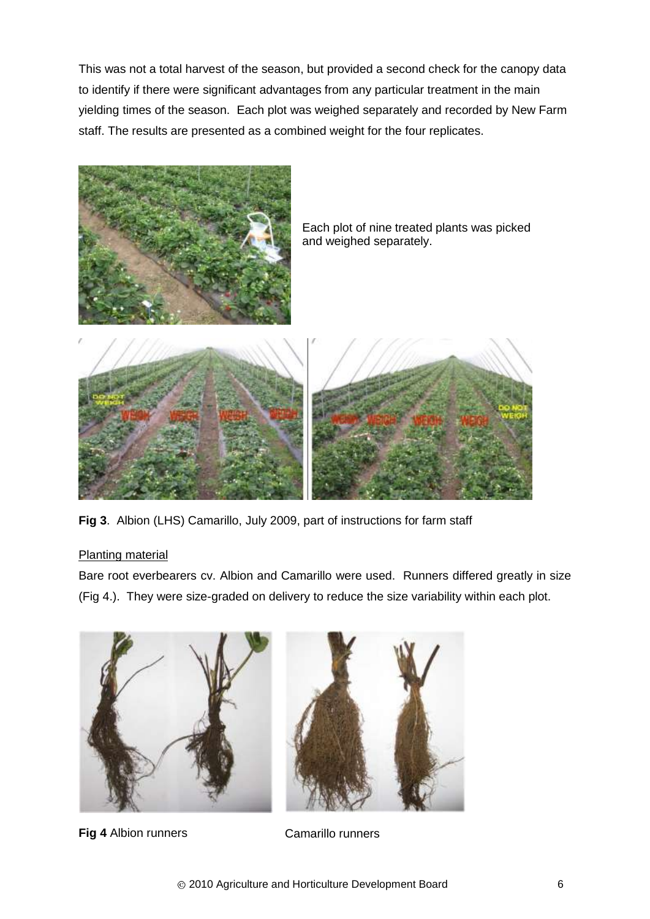This was not a total harvest of the season, but provided a second check for the canopy data to identify if there were significant advantages from any particular treatment in the main yielding times of the season. Each plot was weighed separately and recorded by New Farm staff. The results are presented as a combined weight for the four replicates.

Each plot of nine treated plants was picked and weighed separately.

**Fig 3**. Albion (LHS) Camarillo, July 2009, part of instructions for farm staff

Planting material

Bare root everbearers cv. Albion and Camarillo were used. Runners differed greatly in size (Fig 4.). They were size-graded on delivery to reduce the size variability within each plot.

**Fig 4** Albion runners Camarillo runners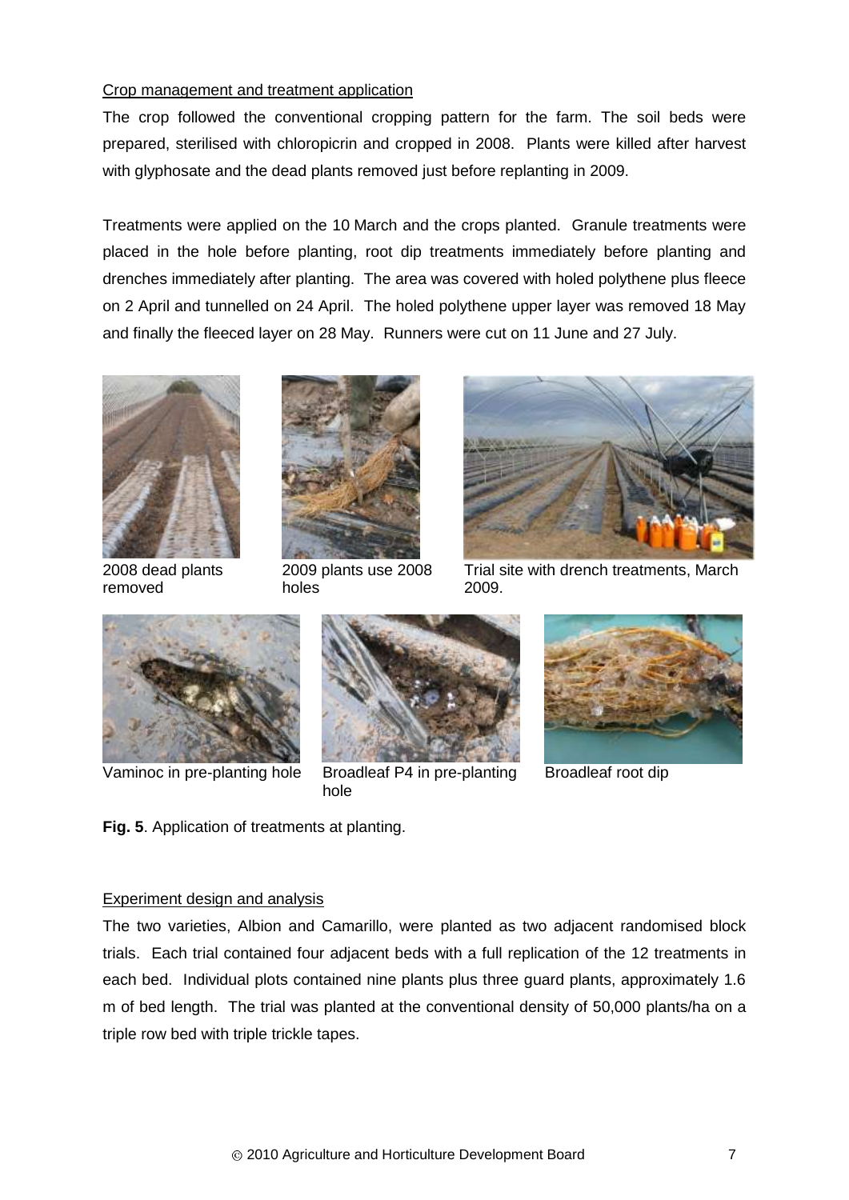Crop management and treatment application

The crop followed the conventional cropping pattern for the farm. The soil beds were prepared, sterilised with chloropicrin and cropped in 2008. Plants were killed after harvest with glyphosate and the dead plants removed just before replanting in 2009.

Treatments were applied on the 10 March and the crops planted. Granule treatments were placed in the hole before planting, root dip treatments immediately before planting and drenches immediately after planting. The area was covered with holed polythene plus fleece on 2 April and tunnelled on 24 April. The holed polythene upper layer was removed 18 May and finally the fleeced layer on 28 May. Runners were cut on 11 June and 27 July.

2008 dead plants removed

2009 plants use 2008 holes

Trial site with drench treatments, March 2009.

Vaminoc in pre-planting hole

Broadleaf P4 in pre-planting hole

Broadleaf root dip

**Fig. 5**. Application of treatments at planting.

Experiment design and analysis

The two varieties, Albion and Camarillo, were planted as two adjacent randomised block trials. Each trial contained four adjacent beds with a full replication of the 12 treatments in each bed. Individual plots contained nine plants plus three guard plants, approximately 1.6 m of bed length. The trial was planted at the conventional density of 50,000 plants/ha on a triple row bed with triple trickle tapes.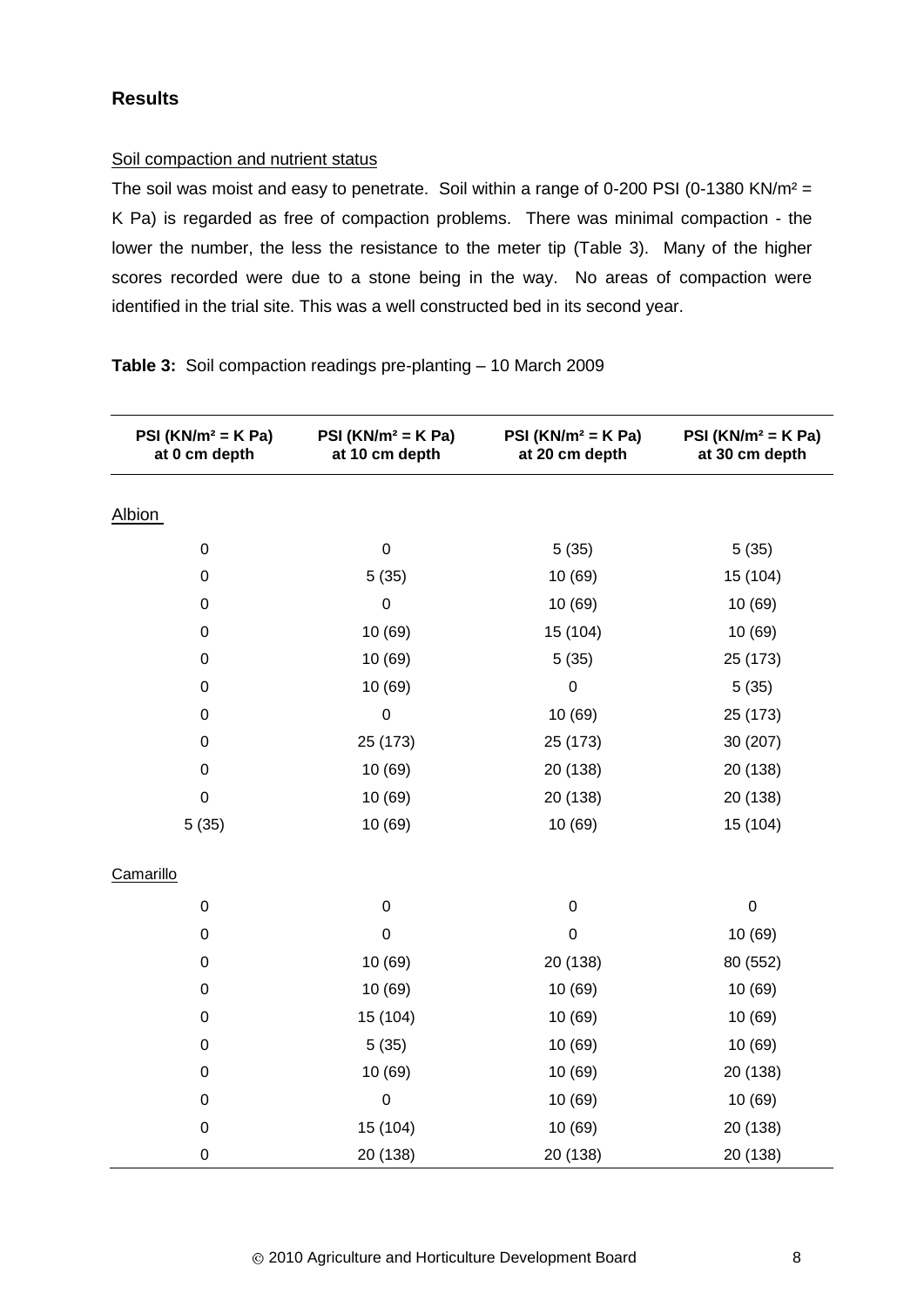## Results

Soil compaction and nutrient status

The soil was moist and easy to penetrate. Soil within a range of 0-200 PSI (0-1380 KN/m² = K Pa) is regarded as free of compaction problems. There was minimal compaction - the lower the number, the less the resistance to the meter tip (Table 3). Many of the higher scores recorded were due to a stone being in the way. No areas of compaction were identified in the trial site. This was a well constructed bed in its second year.

**Table 3:** Soil compaction readings pre-planting – 10 March 2009

| PSI (KN/m² = K Pa) at 0 cm depth | PSI (KN/m² = K Pa) at 10 cm depth | PSI (KN/m² = K Pa) at 20 cm depth | PSI (KN/m² = K Pa) at 30 cm depth |
|---|---|---|---|
| Albion | | | |
| 0 | 0 | 5 (35) | 5 (35) |
| 0 | 5 (35) | 10 (69) | 15 (104) |
| 0 | 0 | 10 (69) | 10 (69) |
| 0 | 10 (69) | 15 (104) | 10 (69) |
| 0 | 10 (69) | 5 (35) | 25 (173) |
| 0 | 10 (69) | 0 | 5 (35) |
| 0 | 0 | 10 (69) | 25 (173) |
| 0 | 25 (173) | 25 (173) | 30 (207) |
| 0 | 10 (69) | 20 (138) | 20 (138) |
| 0 | 10 (69) | 20 (138) | 20 (138) |
| 5 (35) | 10 (69) | 10 (69) | 15 (104) |
| Camarillo | | | |
| 0 | 0 | 0 | 0 |
| 0 | 0 | 0 | 10 (69) |
| 0 | 10 (69) | 20 (138) | 80 (552) |
| 0 | 10 (69) | 10 (69) | 10 (69) |
| 0 | 15 (104) | 10 (69) | 10 (69) |
| 0 | 5 (35) | 10 (69) | 10 (69) |
| 0 | 10 (69) | 10 (69) | 20 (138) |
| 0 | 0 | 10 (69) | 10 (69) |
| 0 | 15 (104) | 10 (69) | 20 (138) |
| 0 | 20 (138) | 20 (138) | 20 (138) |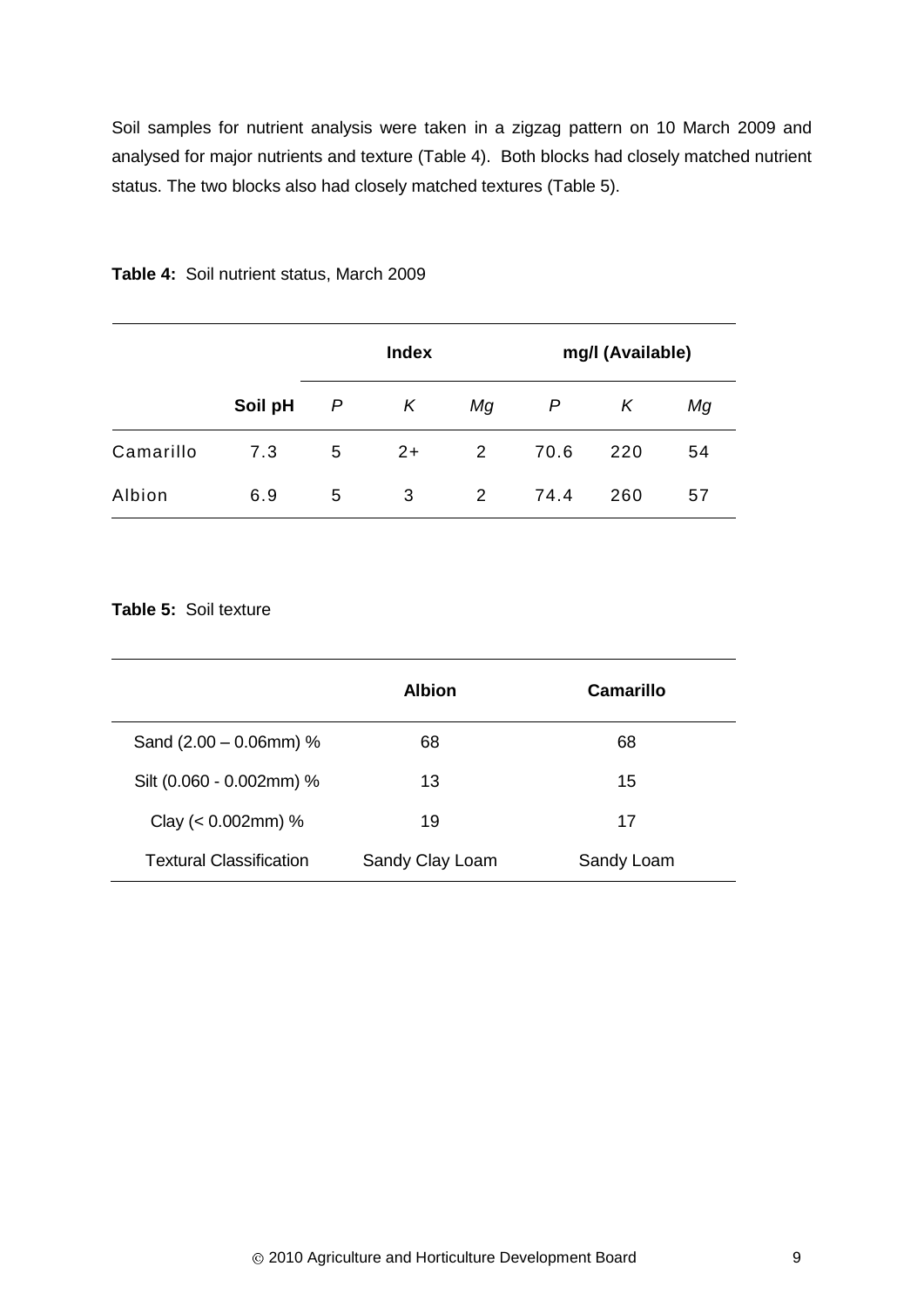Soil samples for nutrient analysis were taken in a zigzag pattern on 10 March 2009 and analysed for major nutrients and texture (Table 4). Both blocks had closely matched nutrient status. The two blocks also had closely matched textures (Table 5).

**Table 4:** Soil nutrient status, March 2009

| | | Index | | | mg/l (Available) | | |
|---|---|---|---|---|---|---|---|
| | **Soil pH** | *P* | *K* | *Mg* | *P* | *K* | *Mg* |
| Camarillo | 7.3 | 5 | 2+ | 2 | 70.6 | 220 | 54 |
| Albion | 6.9 | 5 | 3 | 2 | 74.4 | 260 | 57 |

**Table 5:** Soil texture

| | **Albion** | **Camarillo** |
|---|---|---|
| Sand (2.00 – 0.06mm) % | 68 | 68 |
| Silt (0.060 - 0.002mm) % | 13 | 15 |
| Clay (< 0.002mm) % | 19 | 17 |
| Textural Classification | Sandy Clay Loam | Sandy Loam |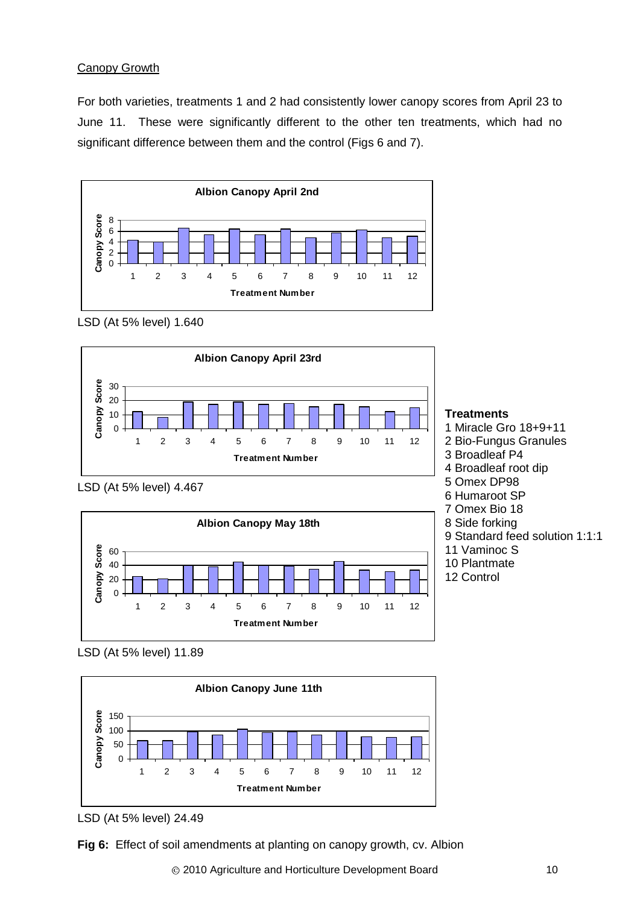Canopy Growth

For both varieties, treatments 1 and 2 had consistently lower canopy scores from April 23 to June 11. These were significantly different to the other ten treatments, which had no significant difference between them and the control (Figs 6 and 7).

**Albion Canopy April 2nd**

LSD (At 5% level) 1.640

**Albion Canopy April 23rd**

LSD (At 5% level) 4.467

**Treatments**
1 Miracle Gro 18+9+11
2 Bio-Fungus Granules
3 Broadleaf P4
4 Broadleaf root dip
5 Omex DP98
6 Humaroot SP
7 Omex Bio 18
8 Side forking
9 Standard feed solution 1:1:1
11 Vaminoc S
10 Plantmate
12 Control

**Albion Canopy May 18th**

LSD (At 5% level) 11.89

**Albion Canopy June 11th**

LSD (At 5% level) 24.49

**Fig 6:** Effect of soil amendments at planting on canopy growth, cv. Albion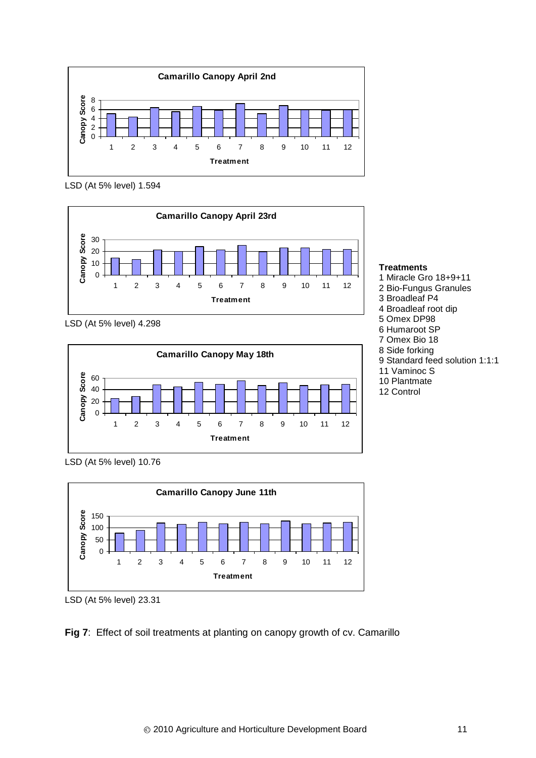**Camarillo Canopy April 2nd**

LSD (At 5% level) 1.594

**Camarillo Canopy April 23rd**

LSD (At 5% level) 4.298

**Camarillo Canopy May 18th**

LSD (At 5% level) 10.76

**Camarillo Canopy June 11th**

LSD (At 5% level) 23.31

**Treatments**
1 Miracle Gro 18+9+11
2 Bio-Fungus Granules
3 Broadleaf P4
4 Broadleaf root dip
5 Omex DP98
6 Humaroot SP
7 Omex Bio 18
8 Side forking
9 Standard feed solution 1:1:1
11 Vaminoc S
10 Plantmate
12 Control

**Fig 7**: Effect of soil treatments at planting on canopy growth of cv. Camarillo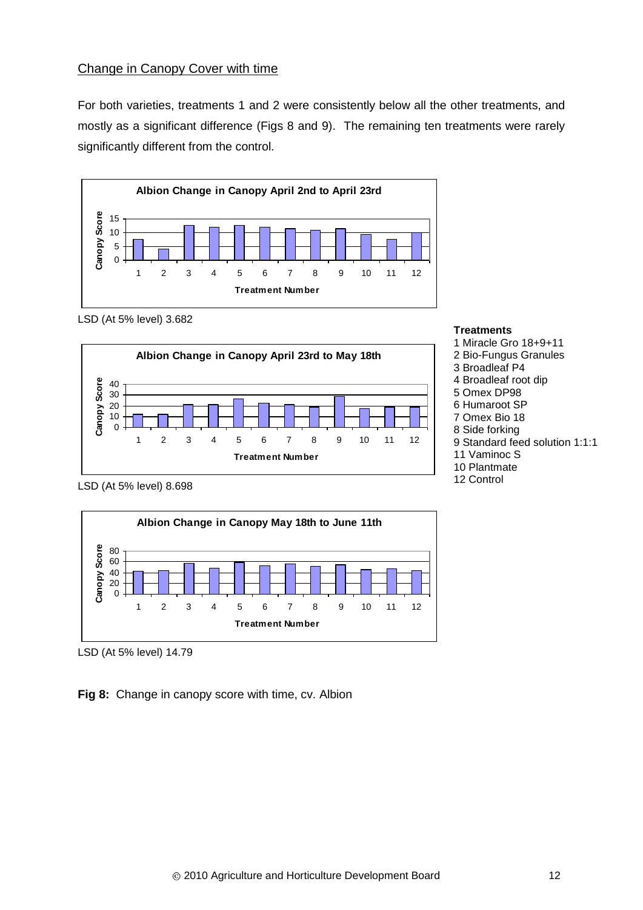## Change in Canopy Cover with time

For both varieties, treatments 1 and 2 were consistently below all the other treatments, and mostly as a significant difference (Figs 8 and 9). The remaining ten treatments were rarely significantly different from the control.

**Albion Change in Canopy April 2nd to April 23rd**

LSD (At 5% level) 3.682

**Albion Change in Canopy April 23rd to May 18th**

LSD (At 5% level) 8.698

**Treatments**

1 Miracle Gro 18+9+11
2 Bio-Fungus Granules
3 Broadleaf P4
4 Broadleaf root dip
5 Omex DP98
6 Humaroot SP
7 Omex Bio 18
8 Side forking
9 Standard feed solution 1:1:1
11 Vaminoc S
10 Plantmate
12 Control

**Albion Change in Canopy May 18th to June 11th**

LSD (At 5% level) 14.79

**Fig 8:** Change in canopy score with time, cv. Albion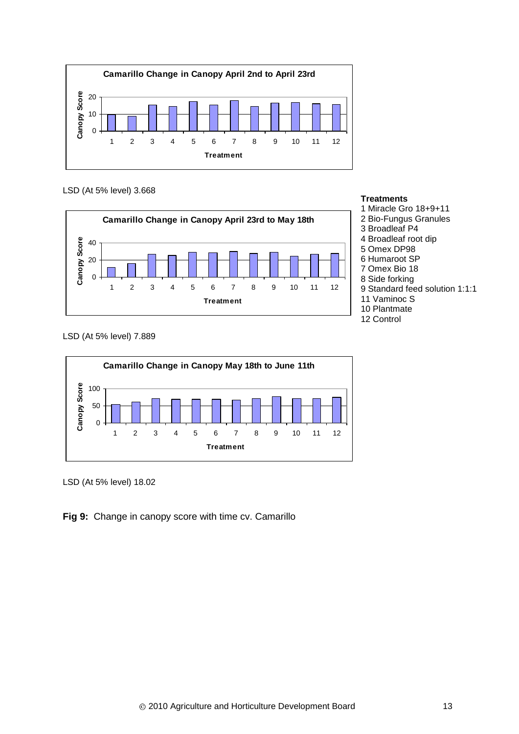**Camarillo Change in Canopy April 2nd to April 23rd**

LSD (At 5% level) 3.668

**Camarillo Change in Canopy April 23rd to May 18th**

LSD (At 5% level) 7.889

**Treatments**
1 Miracle Gro 18+9+11
2 Bio-Fungus Granules
3 Broadleaf P4
4 Broadleaf root dip
5 Omex DP98
6 Humaroot SP
7 Omex Bio 18
8 Side forking
9 Standard feed solution 1:1:1
11 Vaminoc S
10 Plantmate
12 Control

**Camarillo Change in Canopy May 18th to June 11th**

LSD (At 5% level) 18.02

**Fig 9:** Change in canopy score with time cv. Camarillo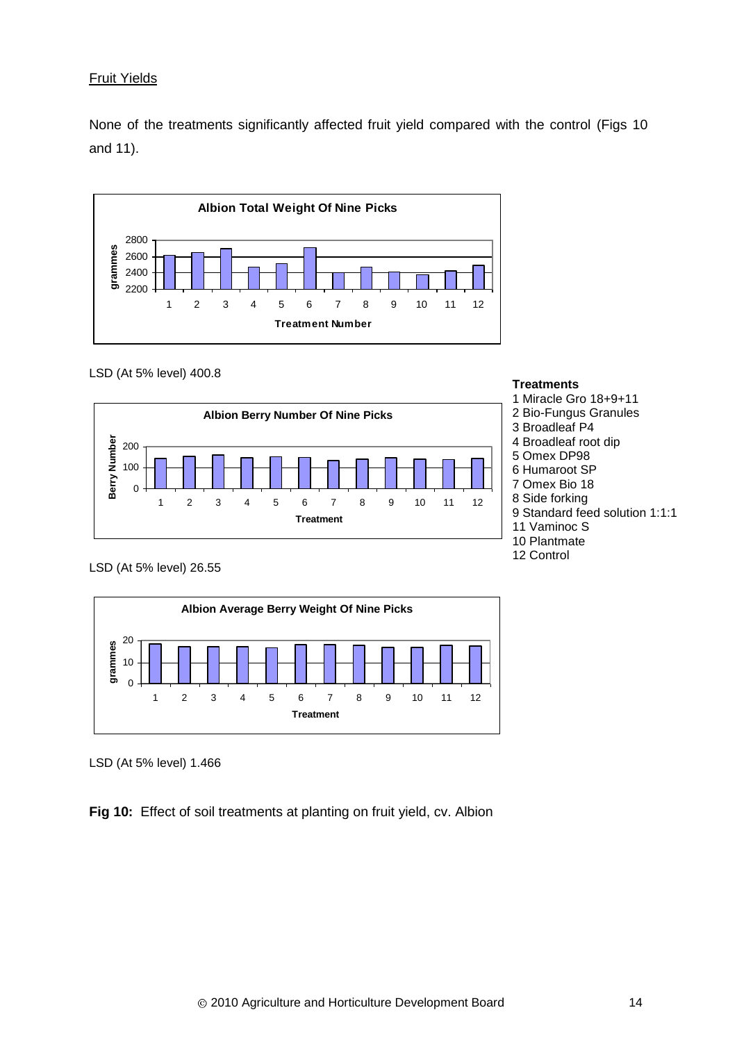Fruit Yields

None of the treatments significantly affected fruit yield compared with the control (Figs 10 and 11).

LSD (At 5% level) 400.8

LSD (At 5% level) 26.55

LSD (At 5% level) 1.466

**Treatments**
1 Miracle Gro 18+9+11
2 Bio-Fungus Granules
3 Broadleaf P4
4 Broadleaf root dip
5 Omex DP98
6 Humaroot SP
7 Omex Bio 18
8 Side forking
9 Standard feed solution 1:1:1
11 Vaminoc S
10 Plantmate
12 Control

**Fig 10:** Effect of soil treatments at planting on fruit yield, cv. Albion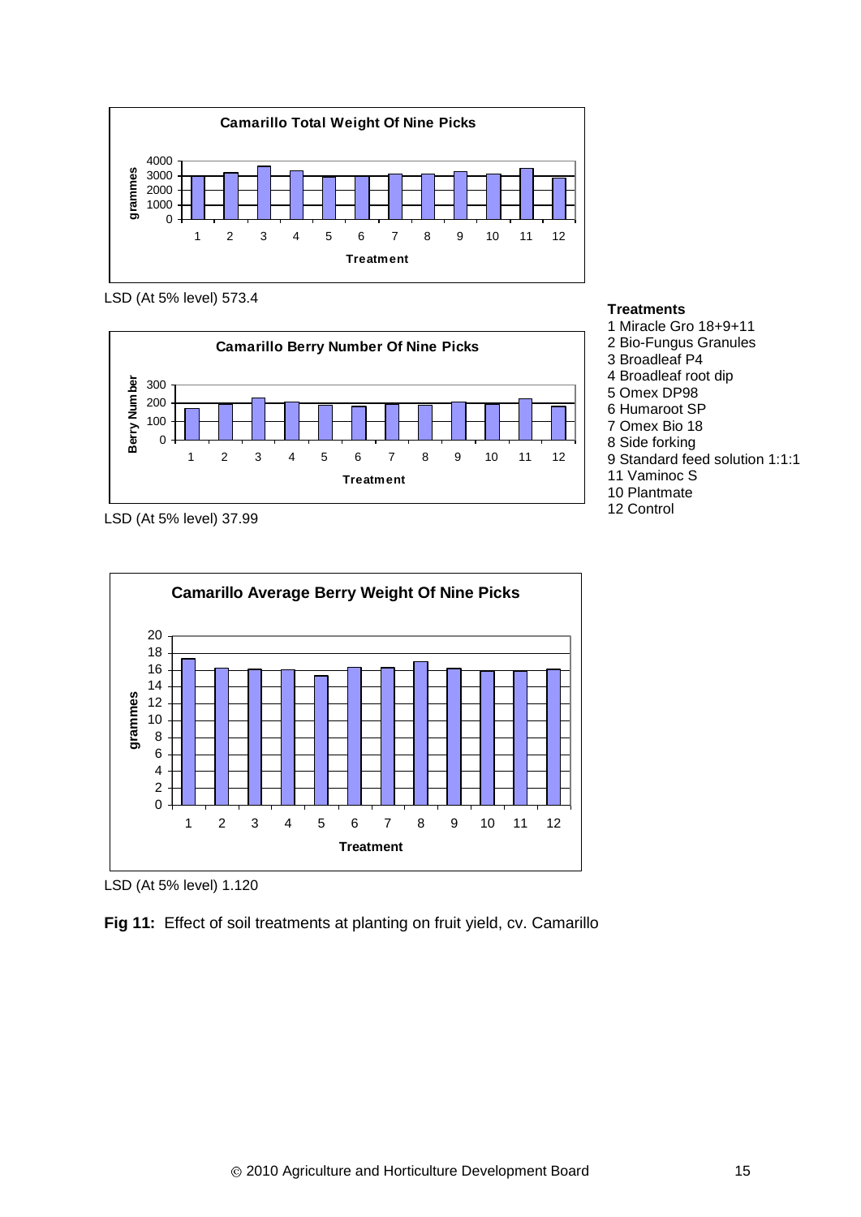Camarillo Total Weight Of Nine Picks

LSD (At 5% level) 573.4

Camarillo Berry Number Of Nine Picks

LSD (At 5% level) 37.99

**Treatments**

1 Miracle Gro 18+9+11
2 Bio-Fungus Granules
3 Broadleaf P4
4 Broadleaf root dip
5 Omex DP98
6 Humaroot SP
7 Omex Bio 18
8 Side forking
9 Standard feed solution 1:1:1
11 Vaminoc S
10 Plantmate
12 Control

Camarillo Average Berry Weight Of Nine Picks

LSD (At 5% level) 1.120

**Fig 11:** Effect of soil treatments at planting on fruit yield, cv. Camarillo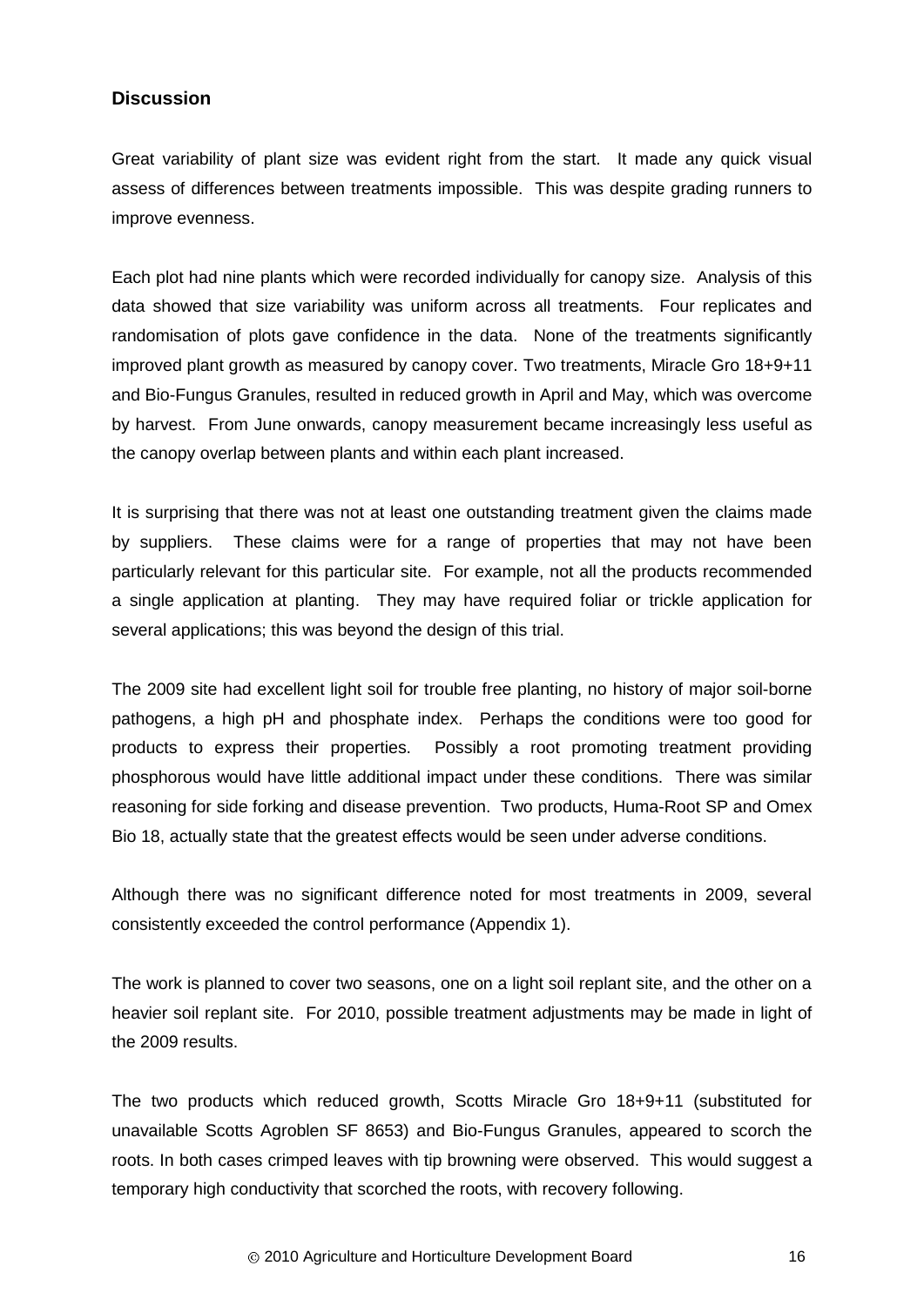## Discussion

Great variability of plant size was evident right from the start. It made any quick visual assess of differences between treatments impossible. This was despite grading runners to improve evenness.

Each plot had nine plants which were recorded individually for canopy size. Analysis of this data showed that size variability was uniform across all treatments. Four replicates and randomisation of plots gave confidence in the data. None of the treatments significantly improved plant growth as measured by canopy cover. Two treatments, Miracle Gro 18+9+11 and Bio-Fungus Granules, resulted in reduced growth in April and May, which was overcome by harvest. From June onwards, canopy measurement became increasingly less useful as the canopy overlap between plants and within each plant increased.

It is surprising that there was not at least one outstanding treatment given the claims made by suppliers. These claims were for a range of properties that may not have been particularly relevant for this particular site. For example, not all the products recommended a single application at planting. They may have required foliar or trickle application for several applications; this was beyond the design of this trial.

The 2009 site had excellent light soil for trouble free planting, no history of major soil-borne pathogens, a high pH and phosphate index. Perhaps the conditions were too good for products to express their properties. Possibly a root promoting treatment providing phosphorous would have little additional impact under these conditions. There was similar reasoning for side forking and disease prevention. Two products, Huma-Root SP and Omex Bio 18, actually state that the greatest effects would be seen under adverse conditions.

Although there was no significant difference noted for most treatments in 2009, several consistently exceeded the control performance (Appendix 1).

The work is planned to cover two seasons, one on a light soil replant site, and the other on a heavier soil replant site. For 2010, possible treatment adjustments may be made in light of the 2009 results.

The two products which reduced growth, Scotts Miracle Gro 18+9+11 (substituted for unavailable Scotts Agroblen SF 8653) and Bio-Fungus Granules, appeared to scorch the roots. In both cases crimped leaves with tip browning were observed. This would suggest a temporary high conductivity that scorched the roots, with recovery following.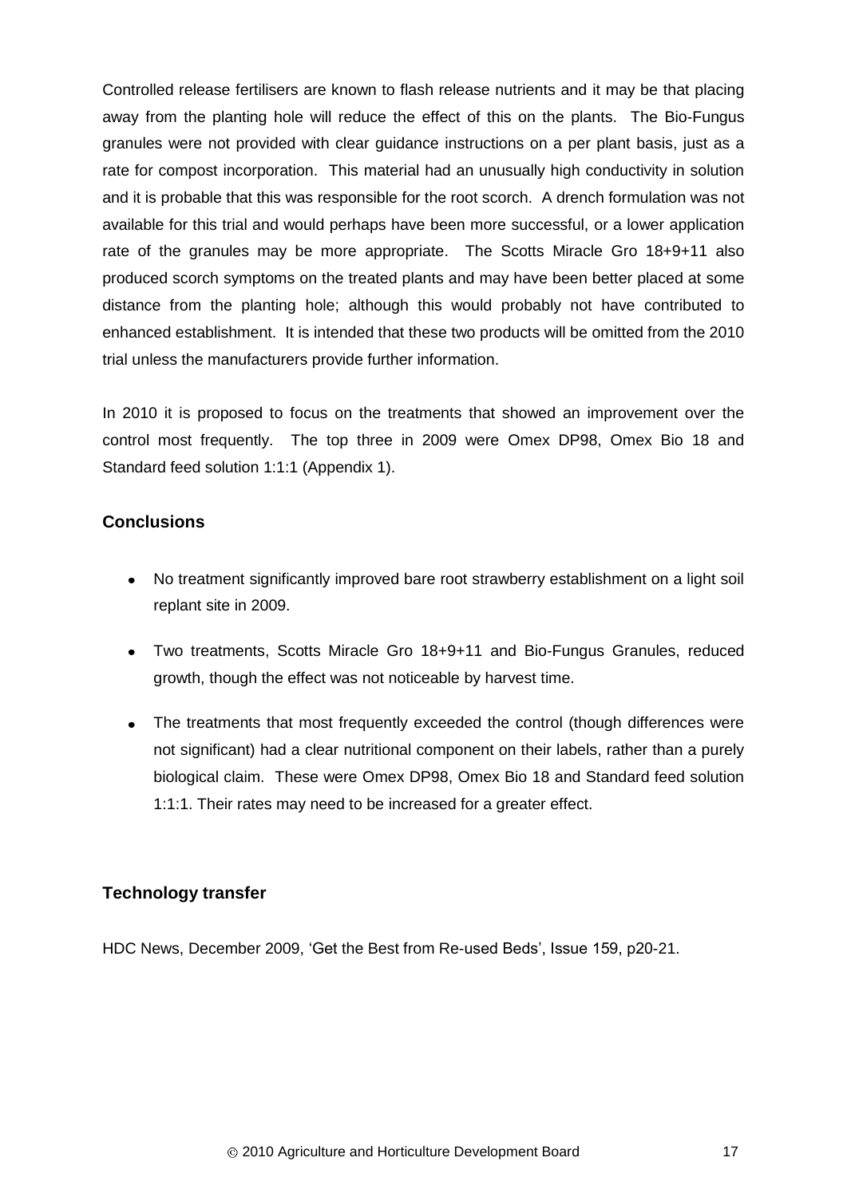Controlled release fertilisers are known to flash release nutrients and it may be that placing away from the planting hole will reduce the effect of this on the plants. The Bio-Fungus granules were not provided with clear guidance instructions on a per plant basis, just as a rate for compost incorporation. This material had an unusually high conductivity in solution and it is probable that this was responsible for the root scorch. A drench formulation was not available for this trial and would perhaps have been more successful, or a lower application rate of the granules may be more appropriate. The Scotts Miracle Gro 18+9+11 also produced scorch symptoms on the treated plants and may have been better placed at some distance from the planting hole; although this would probably not have contributed to enhanced establishment. It is intended that these two products will be omitted from the 2010 trial unless the manufacturers provide further information.

In 2010 it is proposed to focus on the treatments that showed an improvement over the control most frequently. The top three in 2009 were Omex DP98, Omex Bio 18 and Standard feed solution 1:1:1 (Appendix 1).

## Conclusions

- No treatment significantly improved bare root strawberry establishment on a light soil replant site in 2009.
- Two treatments, Scotts Miracle Gro 18+9+11 and Bio-Fungus Granules, reduced growth, though the effect was not noticeable by harvest time.
- The treatments that most frequently exceeded the control (though differences were not significant) had a clear nutritional component on their labels, rather than a purely biological claim. These were Omex DP98, Omex Bio 18 and Standard feed solution 1:1:1. Their rates may need to be increased for a greater effect.

## Technology transfer

HDC News, December 2009, 'Get the Best from Re-used Beds', Issue 159, p20-21.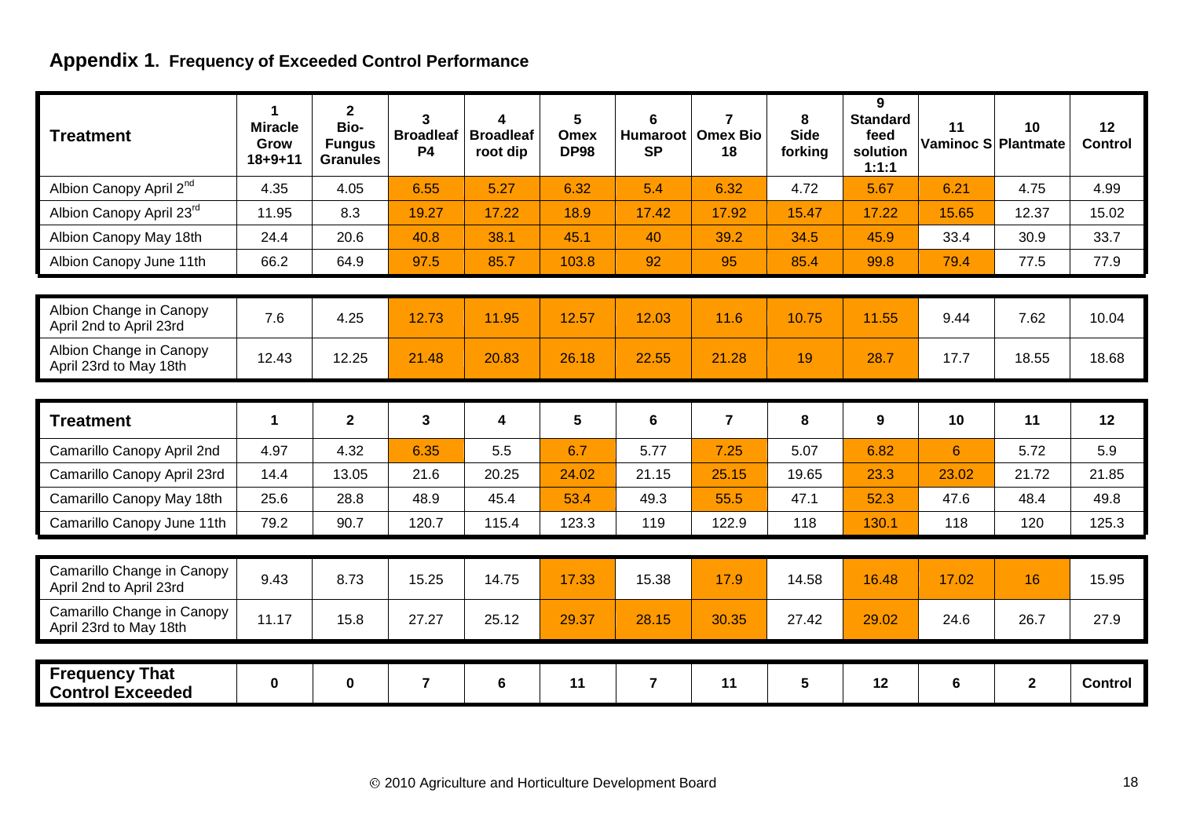## Appendix 1. Frequency of Exceeded Control Performance

| Treatment | 1 Miracle Grow 18+9+11 | 2 Bio-Fungus Granules | 3 Broadleaf P4 | 4 Broadleaf root dip | 5 Omex DP98 | 6 Humaroot SP | 7 Omex Bio 18 | 8 Side forking | 9 Standard feed solution 1:1:1 | 11 Vaminoc S | 10 Plantmate | 12 Control |
|---|---|---|---|---|---|---|---|---|---|---|---|---|
| Albion Canopy April 2nd | 4.35 | 4.05 | 6.55 | 5.27 | 6.32 | 5.4 | 6.32 | 4.72 | 5.67 | 6.21 | 4.75 | 4.99 |
| Albion Canopy April 23rd | 11.95 | 8.3 | 19.27 | 17.22 | 18.9 | 17.42 | 17.92 | 15.47 | 17.22 | 15.65 | 12.37 | 15.02 |
| Albion Canopy May 18th | 24.4 | 20.6 | 40.8 | 38.1 | 45.1 | 40 | 39.2 | 34.5 | 45.9 | 33.4 | 30.9 | 33.7 |
| Albion Canopy June 11th | 66.2 | 64.9 | 97.5 | 85.7 | 103.8 | 92 | 95 | 85.4 | 99.8 | 79.4 | 77.5 | 77.9 |
| Albion Change in Canopy April 2nd to April 23rd | 7.6 | 4.25 | 12.73 | 11.95 | 12.57 | 12.03 | 11.6 | 10.75 | 11.55 | 9.44 | 7.62 | 10.04 |
| Albion Change in Canopy April 23rd to May 18th | 12.43 | 12.25 | 21.48 | 20.83 | 26.18 | 22.55 | 21.28 | 19 | 28.7 | 17.7 | 18.55 | 18.68 |
| **Treatment** | **1** | **2** | **3** | **4** | **5** | **6** | **7** | **8** | **9** | **10** | **11** | **12** |
| Camarillo Canopy April 2nd | 4.97 | 4.32 | 6.35 | 5.5 | 6.7 | 5.77 | 7.25 | 5.07 | 6.82 | 6 | 5.72 | 5.9 |
| Camarillo Canopy April 23rd | 14.4 | 13.05 | 21.6 | 20.25 | 24.02 | 21.15 | 25.15 | 19.65 | 23.3 | 23.02 | 21.72 | 21.85 |
| Camarillo Canopy May 18th | 25.6 | 28.8 | 48.9 | 45.4 | 53.4 | 49.3 | 55.5 | 47.1 | 52.3 | 47.6 | 48.4 | 49.8 |
| Camarillo Canopy June 11th | 79.2 | 90.7 | 120.7 | 115.4 | 123.3 | 119 | 122.9 | 118 | 130.1 | 118 | 120 | 125.3 |
| Camarillo Change in Canopy April 2nd to April 23rd | 9.43 | 8.73 | 15.25 | 14.75 | 17.33 | 15.38 | 17.9 | 14.58 | 16.48 | 17.02 | 16 | 15.95 |
| Camarillo Change in Canopy April 23rd to May 18th | 11.17 | 15.8 | 27.27 | 25.12 | 29.37 | 28.15 | 30.35 | 27.42 | 29.02 | 24.6 | 26.7 | 27.9 |
| **Frequency That Control Exceeded** | **0** | **0** | **7** | **6** | **11** | **7** | **11** | **5** | **12** | **6** | **2** | **Control** |

© 2010 Agriculture and Horticulture Development Board